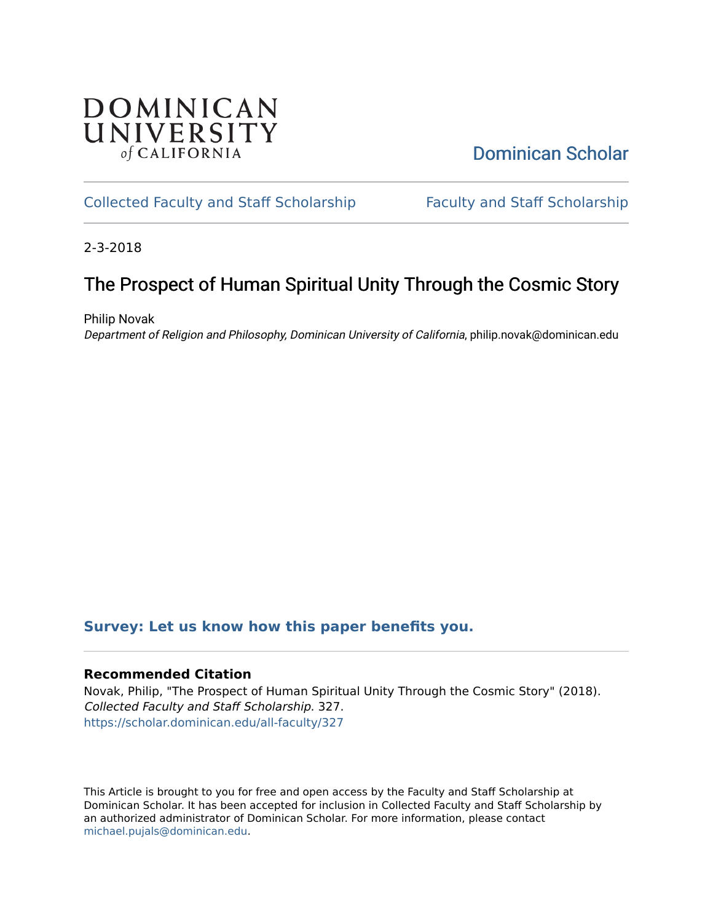DOMINICAN UNIVERSITY of CALIFORNIA

Dominican Scholar

Collected Faculty and Staff Scholarship | Faculty and Staff Scholarship

2-3-2018

# The Prospect of Human Spiritual Unity Through the Cosmic Story

Philip Novak
*Department of Religion and Philosophy, Dominican University of California*, philip.novak@dominican.edu

**Survey: Let us know how this paper benefits you.**

---

**Recommended Citation**
Novak, Philip, "The Prospect of Human Spiritual Unity Through the Cosmic Story" (2018). *Collected Faculty and Staff Scholarship*. 327.
https://scholar.dominican.edu/all-faculty/327

This Article is brought to you for free and open access by the Faculty and Staff Scholarship at Dominican Scholar. It has been accepted for inclusion in Collected Faculty and Staff Scholarship by an authorized administrator of Dominican Scholar. For more information, please contact michael.pujals@dominican.edu.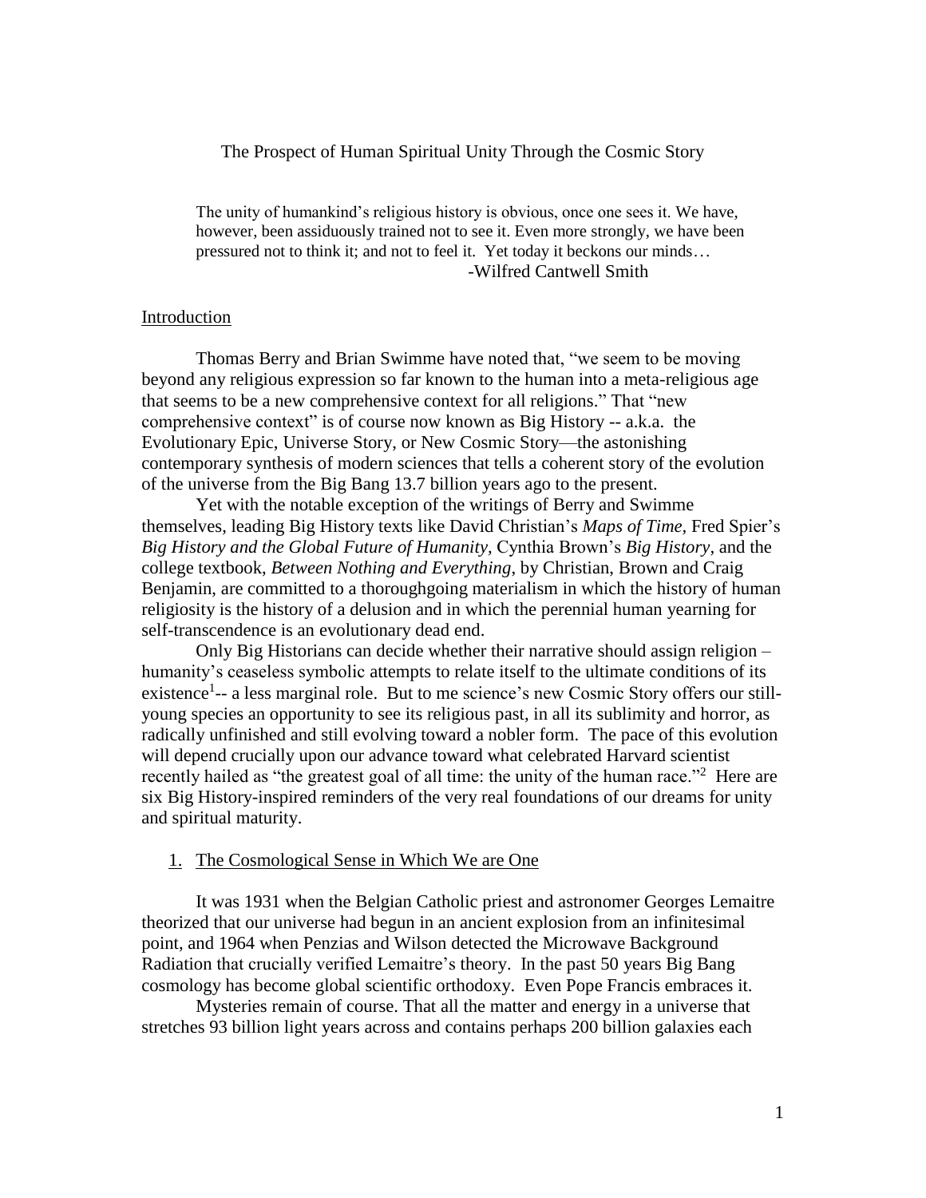The Prospect of Human Spiritual Unity Through the Cosmic Story

> The unity of humankind's religious history is obvious, once one sees it. We have, however, been assiduously trained not to see it. Even more strongly, we have been pressured not to think it; and not to feel it. Yet today it beckons our minds…
>
> -Wilfred Cantwell Smith

## Introduction

Thomas Berry and Brian Swimme have noted that, "we seem to be moving beyond any religious expression so far known to the human into a meta-religious age that seems to be a new comprehensive context for all religions." That "new comprehensive context" is of course now known as Big History -- a.k.a. the Evolutionary Epic, Universe Story, or New Cosmic Story—the astonishing contemporary synthesis of modern sciences that tells a coherent story of the evolution of the universe from the Big Bang 13.7 billion years ago to the present.

Yet with the notable exception of the writings of Berry and Swimme themselves, leading Big History texts like David Christian's *Maps of Time*, Fred Spier's *Big History and the Global Future of Humanity,* Cynthia Brown's *Big History*, and the college textbook, *Between Nothing and Everything*, by Christian, Brown and Craig Benjamin, are committed to a thoroughgoing materialism in which the history of human religiosity is the history of a delusion and in which the perennial human yearning for self-transcendence is an evolutionary dead end.

Only Big Historians can decide whether their narrative should assign religion – humanity's ceaseless symbolic attempts to relate itself to the ultimate conditions of its existence[1]-- a less marginal role. But to me science's new Cosmic Story offers our still-young species an opportunity to see its religious past, in all its sublimity and horror, as radically unfinished and still evolving toward a nobler form. The pace of this evolution will depend crucially upon our advance toward what celebrated Harvard scientist recently hailed as "the greatest goal of all time: the unity of the human race."[2] Here are six Big History-inspired reminders of the very real foundations of our dreams for unity and spiritual maturity.

## 1. The Cosmological Sense in Which We are One

It was 1931 when the Belgian Catholic priest and astronomer Georges Lemaitre theorized that our universe had begun in an ancient explosion from an infinitesimal point, and 1964 when Penzias and Wilson detected the Microwave Background Radiation that crucially verified Lemaitre's theory. In the past 50 years Big Bang cosmology has become global scientific orthodoxy. Even Pope Francis embraces it.

Mysteries remain of course. That all the matter and energy in a universe that stretches 93 billion light years across and contains perhaps 200 billion galaxies each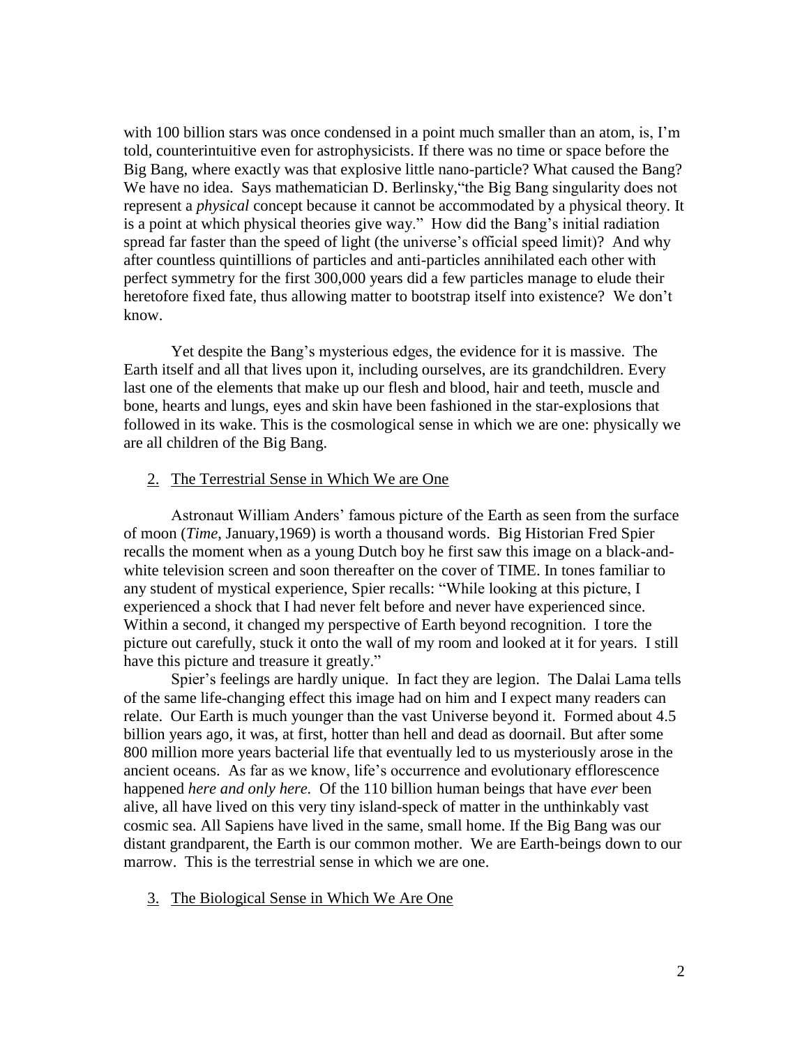with 100 billion stars was once condensed in a point much smaller than an atom, is, I'm told, counterintuitive even for astrophysicists. If there was no time or space before the Big Bang, where exactly was that explosive little nano-particle? What caused the Bang? We have no idea. Says mathematician D. Berlinsky,"the Big Bang singularity does not represent a *physical* concept because it cannot be accommodated by a physical theory. It is a point at which physical theories give way." How did the Bang's initial radiation spread far faster than the speed of light (the universe's official speed limit)? And why after countless quintillions of particles and anti-particles annihilated each other with perfect symmetry for the first 300,000 years did a few particles manage to elude their heretofore fixed fate, thus allowing matter to bootstrap itself into existence? We don't know.

Yet despite the Bang's mysterious edges, the evidence for it is massive. The Earth itself and all that lives upon it, including ourselves, are its grandchildren. Every last one of the elements that make up our flesh and blood, hair and teeth, muscle and bone, hearts and lungs, eyes and skin have been fashioned in the star-explosions that followed in its wake. This is the cosmological sense in which we are one: physically we are all children of the Big Bang.

## 2. The Terrestrial Sense in Which We are One

Astronaut William Anders' famous picture of the Earth as seen from the surface of moon (*Time*, January,1969) is worth a thousand words. Big Historian Fred Spier recalls the moment when as a young Dutch boy he first saw this image on a black-and-white television screen and soon thereafter on the cover of TIME. In tones familiar to any student of mystical experience, Spier recalls: "While looking at this picture, I experienced a shock that I had never felt before and never have experienced since. Within a second, it changed my perspective of Earth beyond recognition. I tore the picture out carefully, stuck it onto the wall of my room and looked at it for years. I still have this picture and treasure it greatly."

Spier's feelings are hardly unique. In fact they are legion. The Dalai Lama tells of the same life-changing effect this image had on him and I expect many readers can relate. Our Earth is much younger than the vast Universe beyond it. Formed about 4.5 billion years ago, it was, at first, hotter than hell and dead as doornail. But after some 800 million more years bacterial life that eventually led to us mysteriously arose in the ancient oceans. As far as we know, life's occurrence and evolutionary efflorescence happened *here and only here.* Of the 110 billion human beings that have *ever* been alive, all have lived on this very tiny island-speck of matter in the unthinkably vast cosmic sea. All Sapiens have lived in the same, small home. If the Big Bang was our distant grandparent, the Earth is our common mother. We are Earth-beings down to our marrow. This is the terrestrial sense in which we are one.

## 3. The Biological Sense in Which We Are One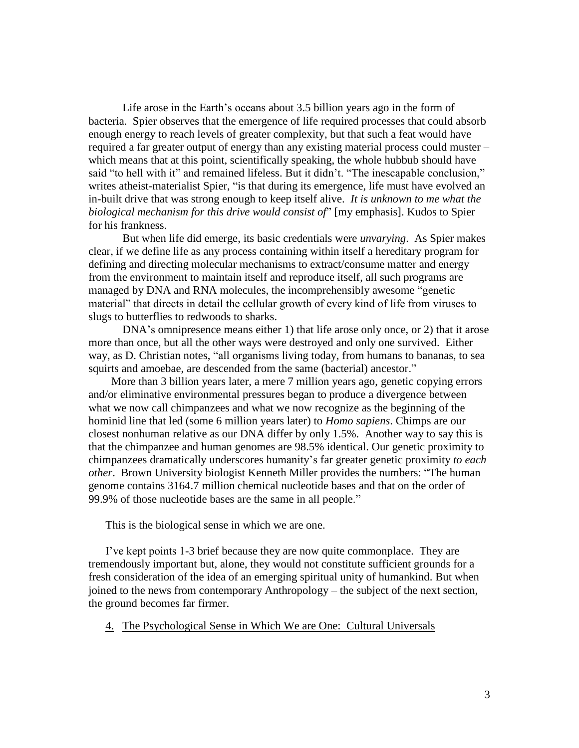Life arose in the Earth's oceans about 3.5 billion years ago in the form of bacteria. Spier observes that the emergence of life required processes that could absorb enough energy to reach levels of greater complexity, but that such a feat would have required a far greater output of energy than any existing material process could muster – which means that at this point, scientifically speaking, the whole hubbub should have said "to hell with it" and remained lifeless. But it didn't. "The inescapable conclusion," writes atheist-materialist Spier, "is that during its emergence, life must have evolved an in-built drive that was strong enough to keep itself alive. *It is unknown to me what the biological mechanism for this drive would consist of*" [my emphasis]. Kudos to Spier for his frankness.

But when life did emerge, its basic credentials were *unvarying*. As Spier makes clear, if we define life as any process containing within itself a hereditary program for defining and directing molecular mechanisms to extract/consume matter and energy from the environment to maintain itself and reproduce itself, all such programs are managed by DNA and RNA molecules, the incomprehensibly awesome "genetic material" that directs in detail the cellular growth of every kind of life from viruses to slugs to butterflies to redwoods to sharks.

DNA's omnipresence means either 1) that life arose only once, or 2) that it arose more than once, but all the other ways were destroyed and only one survived. Either way, as D. Christian notes, "all organisms living today, from humans to bananas, to sea squirts and amoebae, are descended from the same (bacterial) ancestor."

More than 3 billion years later, a mere 7 million years ago, genetic copying errors and/or eliminative environmental pressures began to produce a divergence between what we now call chimpanzees and what we now recognize as the beginning of the hominid line that led (some 6 million years later) to *Homo sapiens*. Chimps are our closest nonhuman relative as our DNA differ by only 1.5%. Another way to say this is that the chimpanzee and human genomes are 98.5% identical. Our genetic proximity to chimpanzees dramatically underscores humanity's far greater genetic proximity *to each other*. Brown University biologist Kenneth Miller provides the numbers: "The human genome contains 3164.7 million chemical nucleotide bases and that on the order of 99.9% of those nucleotide bases are the same in all people."

This is the biological sense in which we are one.

I've kept points 1-3 brief because they are now quite commonplace. They are tremendously important but, alone, they would not constitute sufficient grounds for a fresh consideration of the idea of an emerging spiritual unity of humankind. But when joined to the news from contemporary Anthropology – the subject of the next section, the ground becomes far firmer.

## 4. The Psychological Sense in Which We are One: Cultural Universals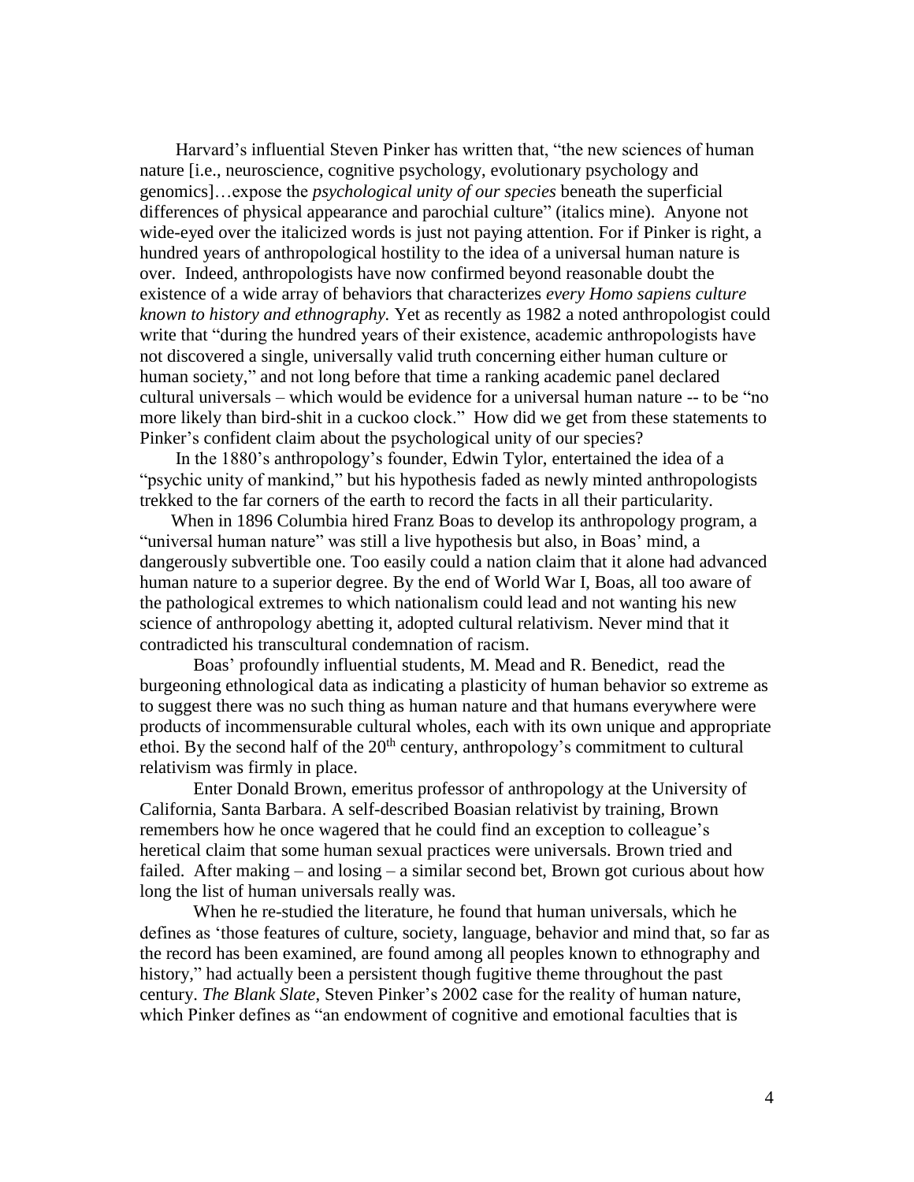Harvard's influential Steven Pinker has written that, "the new sciences of human nature [i.e., neuroscience, cognitive psychology, evolutionary psychology and genomics]…expose the *psychological unity of our species* beneath the superficial differences of physical appearance and parochial culture" (italics mine). Anyone not wide-eyed over the italicized words is just not paying attention. For if Pinker is right, a hundred years of anthropological hostility to the idea of a universal human nature is over. Indeed, anthropologists have now confirmed beyond reasonable doubt the existence of a wide array of behaviors that characterizes *every Homo sapiens culture known to history and ethnography.* Yet as recently as 1982 a noted anthropologist could write that "during the hundred years of their existence, academic anthropologists have not discovered a single, universally valid truth concerning either human culture or human society," and not long before that time a ranking academic panel declared cultural universals – which would be evidence for a universal human nature -- to be "no more likely than bird-shit in a cuckoo clock." How did we get from these statements to Pinker's confident claim about the psychological unity of our species?

In the 1880's anthropology's founder, Edwin Tylor, entertained the idea of a "psychic unity of mankind," but his hypothesis faded as newly minted anthropologists trekked to the far corners of the earth to record the facts in all their particularity.

When in 1896 Columbia hired Franz Boas to develop its anthropology program, a "universal human nature" was still a live hypothesis but also, in Boas' mind, a dangerously subvertible one. Too easily could a nation claim that it alone had advanced human nature to a superior degree. By the end of World War I, Boas, all too aware of the pathological extremes to which nationalism could lead and not wanting his new science of anthropology abetting it, adopted cultural relativism. Never mind that it contradicted his transcultural condemnation of racism.

Boas' profoundly influential students, M. Mead and R. Benedict, read the burgeoning ethnological data as indicating a plasticity of human behavior so extreme as to suggest there was no such thing as human nature and that humans everywhere were products of incommensurable cultural wholes, each with its own unique and appropriate ethoi. By the second half of the 20th century, anthropology's commitment to cultural relativism was firmly in place.

Enter Donald Brown, emeritus professor of anthropology at the University of California, Santa Barbara. A self-described Boasian relativist by training, Brown remembers how he once wagered that he could find an exception to colleague's heretical claim that some human sexual practices were universals. Brown tried and failed. After making – and losing – a similar second bet, Brown got curious about how long the list of human universals really was.

When he re-studied the literature, he found that human universals, which he defines as 'those features of culture, society, language, behavior and mind that, so far as the record has been examined, are found among all peoples known to ethnography and history," had actually been a persistent though fugitive theme throughout the past century. *The Blank Slate*, Steven Pinker's 2002 case for the reality of human nature, which Pinker defines as "an endowment of cognitive and emotional faculties that is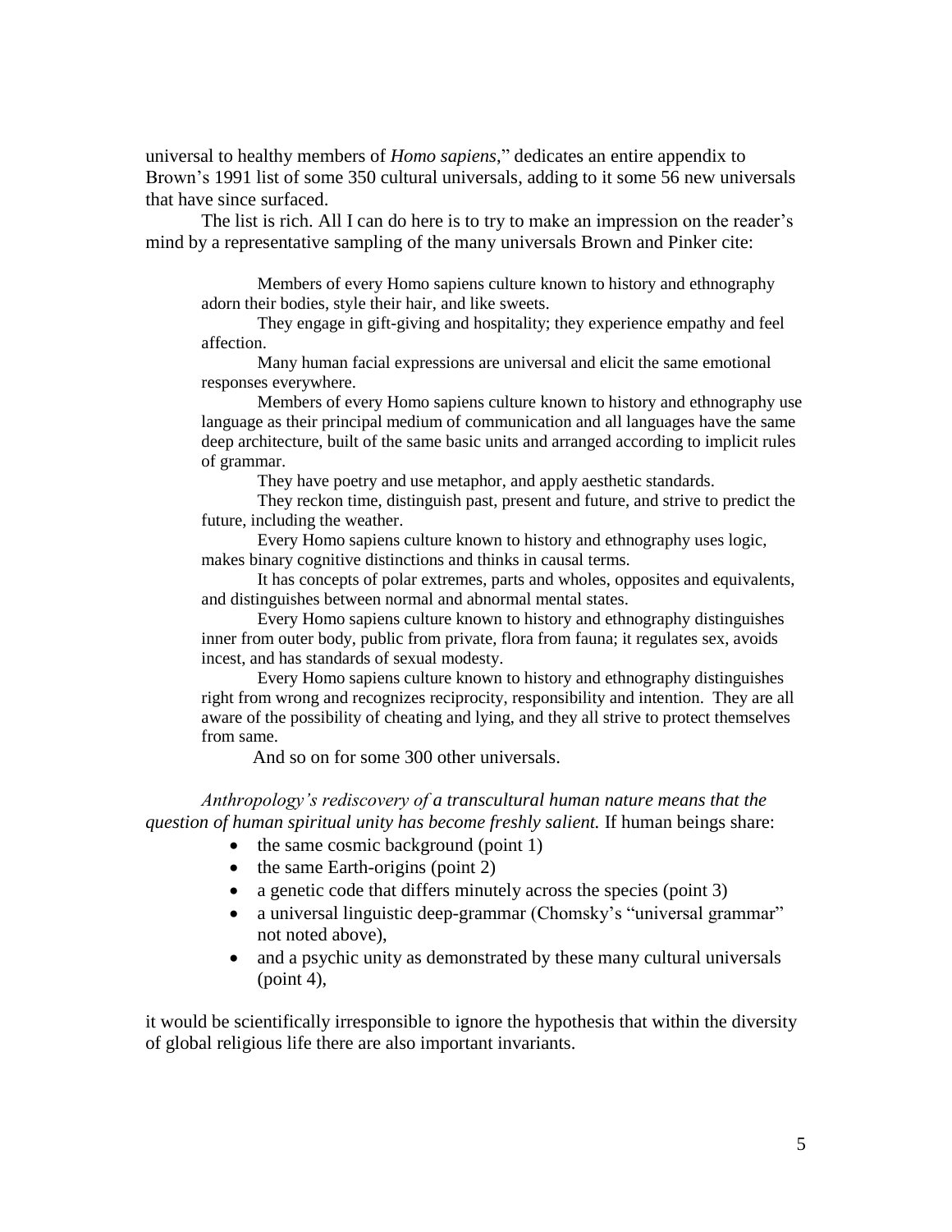universal to healthy members of *Homo sapiens*," dedicates an entire appendix to Brown's 1991 list of some 350 cultural universals, adding to it some 56 new universals that have since surfaced.

The list is rich. All I can do here is to try to make an impression on the reader's mind by a representative sampling of the many universals Brown and Pinker cite:

> Members of every Homo sapiens culture known to history and ethnography adorn their bodies, style their hair, and like sweets.
>
> They engage in gift-giving and hospitality; they experience empathy and feel affection.
>
> Many human facial expressions are universal and elicit the same emotional responses everywhere.
>
> Members of every Homo sapiens culture known to history and ethnography use language as their principal medium of communication and all languages have the same deep architecture, built of the same basic units and arranged according to implicit rules of grammar.
>
> They have poetry and use metaphor, and apply aesthetic standards.
>
> They reckon time, distinguish past, present and future, and strive to predict the future, including the weather.
>
> Every Homo sapiens culture known to history and ethnography uses logic, makes binary cognitive distinctions and thinks in causal terms.
>
> It has concepts of polar extremes, parts and wholes, opposites and equivalents, and distinguishes between normal and abnormal mental states.
>
> Every Homo sapiens culture known to history and ethnography distinguishes inner from outer body, public from private, flora from fauna; it regulates sex, avoids incest, and has standards of sexual modesty.
>
> Every Homo sapiens culture known to history and ethnography distinguishes right from wrong and recognizes reciprocity, responsibility and intention. They are all aware of the possibility of cheating and lying, and they all strive to protect themselves from same.
>
> And so on for some 300 other universals.

*Anthropology's rediscovery of a transcultural human nature means that the question of human spiritual unity has become freshly salient.* If human beings share:

- the same cosmic background (point 1)
- the same Earth-origins (point 2)
- a genetic code that differs minutely across the species (point 3)
- a universal linguistic deep-grammar (Chomsky's "universal grammar" not noted above),
- and a psychic unity as demonstrated by these many cultural universals (point 4),

it would be scientifically irresponsible to ignore the hypothesis that within the diversity of global religious life there are also important invariants.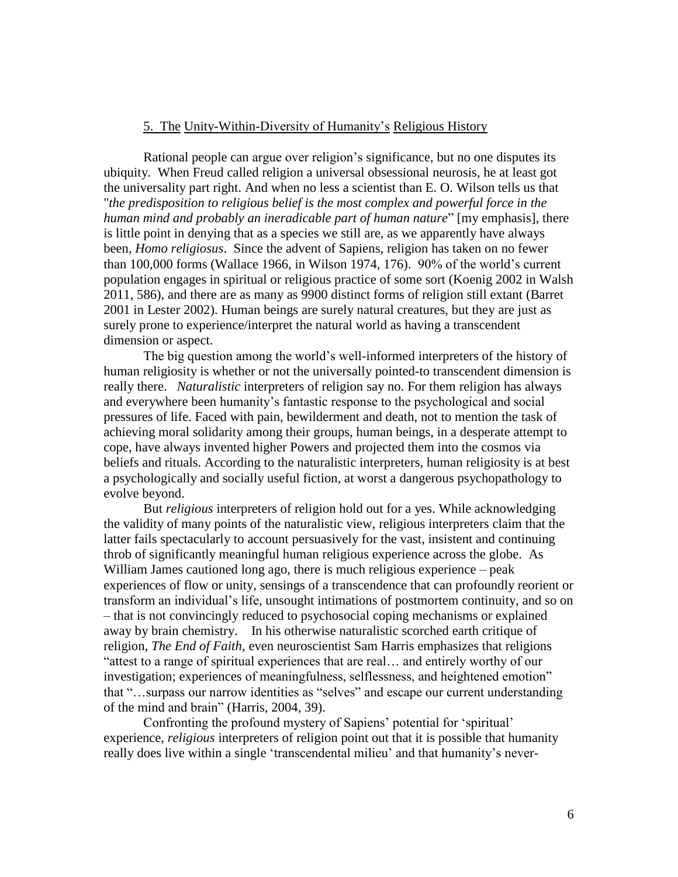## 5. The Unity-Within-Diversity of Humanity's Religious History

Rational people can argue over religion's significance, but no one disputes its ubiquity. When Freud called religion a universal obsessional neurosis, he at least got the universality part right. And when no less a scientist than E. O. Wilson tells us that "*the predisposition to religious belief is the most complex and powerful force in the human mind and probably an ineradicable part of human nature*" [my emphasis], there is little point in denying that as a species we still are, as we apparently have always been, *Homo religiosus*. Since the advent of Sapiens, religion has taken on no fewer than 100,000 forms (Wallace 1966, in Wilson 1974, 176). 90% of the world's current population engages in spiritual or religious practice of some sort (Koenig 2002 in Walsh 2011, 586), and there are as many as 9900 distinct forms of religion still extant (Barret 2001 in Lester 2002). Human beings are surely natural creatures, but they are just as surely prone to experience/interpret the natural world as having a transcendent dimension or aspect.

The big question among the world's well-informed interpreters of the history of human religiosity is whether or not the universally pointed-to transcendent dimension is really there. *Naturalistic* interpreters of religion say no. For them religion has always and everywhere been humanity's fantastic response to the psychological and social pressures of life. Faced with pain, bewilderment and death, not to mention the task of achieving moral solidarity among their groups, human beings, in a desperate attempt to cope, have always invented higher Powers and projected them into the cosmos via beliefs and rituals. According to the naturalistic interpreters, human religiosity is at best a psychologically and socially useful fiction, at worst a dangerous psychopathology to evolve beyond.

But *religious* interpreters of religion hold out for a yes. While acknowledging the validity of many points of the naturalistic view, religious interpreters claim that the latter fails spectacularly to account persuasively for the vast, insistent and continuing throb of significantly meaningful human religious experience across the globe. As William James cautioned long ago, there is much religious experience – peak experiences of flow or unity, sensings of a transcendence that can profoundly reorient or transform an individual's life, unsought intimations of postmortem continuity, and so on – that is not convincingly reduced to psychosocial coping mechanisms or explained away by brain chemistry. In his otherwise naturalistic scorched earth critique of religion, *The End of Faith*, even neuroscientist Sam Harris emphasizes that religions "attest to a range of spiritual experiences that are real… and entirely worthy of our investigation; experiences of meaningfulness, selflessness, and heightened emotion" that "…surpass our narrow identities as "selves" and escape our current understanding of the mind and brain" (Harris, 2004, 39).

Confronting the profound mystery of Sapiens' potential for 'spiritual' experience, *religious* interpreters of religion point out that it is possible that humanity really does live within a single 'transcendental milieu' and that humanity's never-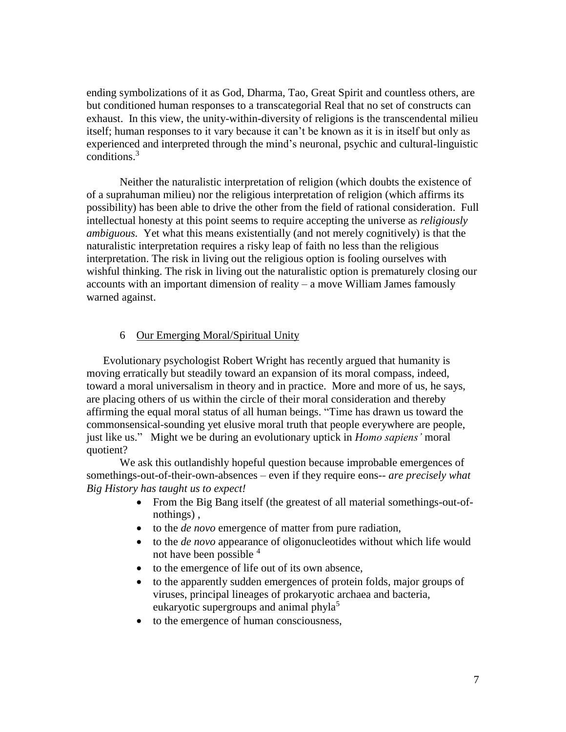ending symbolizations of it as God, Dharma, Tao, Great Spirit and countless others, are but conditioned human responses to a transcategorial Real that no set of constructs can exhaust. In this view, the unity-within-diversity of religions is the transcendental milieu itself; human responses to it vary because it can't be known as it is in itself but only as experienced and interpreted through the mind's neuronal, psychic and cultural-linguistic conditions.[3]

Neither the naturalistic interpretation of religion (which doubts the existence of of a suprahuman milieu) nor the religious interpretation of religion (which affirms its possibility) has been able to drive the other from the field of rational consideration. Full intellectual honesty at this point seems to require accepting the universe as *religiously ambiguous.* Yet what this means existentially (and not merely cognitively) is that the naturalistic interpretation requires a risky leap of faith no less than the religious interpretation. The risk in living out the religious option is fooling ourselves with wishful thinking. The risk in living out the naturalistic option is prematurely closing our accounts with an important dimension of reality – a move William James famously warned against.

## 6 Our Emerging Moral/Spiritual Unity

Evolutionary psychologist Robert Wright has recently argued that humanity is moving erratically but steadily toward an expansion of its moral compass, indeed, toward a moral universalism in theory and in practice. More and more of us, he says, are placing others of us within the circle of their moral consideration and thereby affirming the equal moral status of all human beings. "Time has drawn us toward the commonsensical-sounding yet elusive moral truth that people everywhere are people, just like us." Might we be during an evolutionary uptick in *Homo sapiens'* moral quotient?

We ask this outlandishly hopeful question because improbable emergences of somethings-out-of-their-own-absences – even if they require eons-- *are precisely what Big History has taught us to expect!*

- From the Big Bang itself (the greatest of all material somethings-out-of-nothings) ,
- to the *de novo* emergence of matter from pure radiation,
- to the *de novo* appearance of oligonucleotides without which life would not have been possible [4]
- to the emergence of life out of its own absence,
- to the apparently sudden emergences of protein folds, major groups of viruses, principal lineages of prokaryotic archaea and bacteria, eukaryotic supergroups and animal phyla[5]
- to the emergence of human consciousness,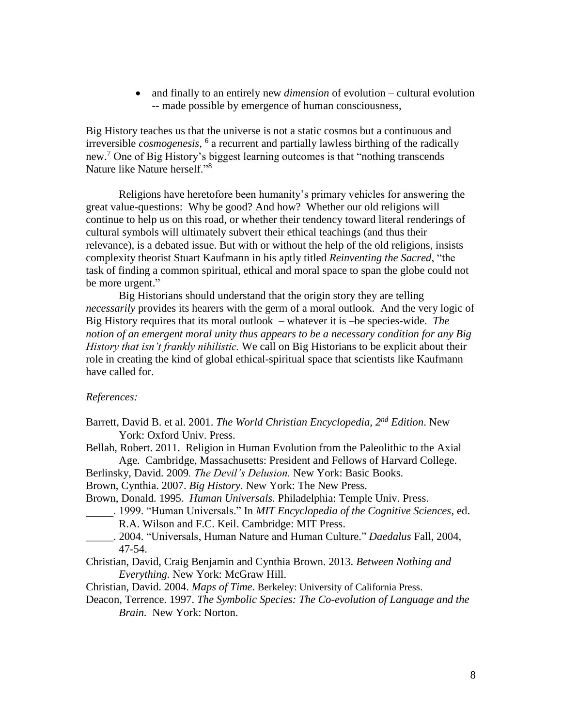- and finally to an entirely new *dimension* of evolution – cultural evolution -- made possible by emergence of human consciousness,

Big History teaches us that the universe is not a static cosmos but a continuous and irreversible *cosmogenesis,* [6] a recurrent and partially lawless birthing of the radically new.[7] One of Big History's biggest learning outcomes is that "nothing transcends Nature like Nature herself."[8]

Religions have heretofore been humanity's primary vehicles for answering the great value-questions: Why be good? And how? Whether our old religions will continue to help us on this road, or whether their tendency toward literal renderings of cultural symbols will ultimately subvert their ethical teachings (and thus their relevance), is a debated issue. But with or without the help of the old religions, insists complexity theorist Stuart Kaufmann in his aptly titled *Reinventing the Sacred*, "the task of finding a common spiritual, ethical and moral space to span the globe could not be more urgent."

Big Historians should understand that the origin story they are telling *necessarily* provides its hearers with the germ of a moral outlook. And the very logic of Big History requires that its moral outlook – whatever it is –be species-wide. *The notion of an emergent moral unity thus appears to be a necessary condition for any Big History that isn't frankly nihilistic.* We call on Big Historians to be explicit about their role in creating the kind of global ethical-spiritual space that scientists like Kaufmann have called for.

*References:*

Barrett, David B. et al. 2001. *The World Christian Encyclopedia, 2nd Edition*. New York: Oxford Univ. Press.

Bellah, Robert. 2011. Religion in Human Evolution from the Paleolithic to the Axial Age. Cambridge, Massachusetts: President and Fellows of Harvard College.

Berlinsky, David. 2009. *The Devil's Delusion.* New York: Basic Books.

Brown, Cynthia. 2007. *Big History*. New York: The New Press.

Brown, Donald. 1995. *Human Universals.* Philadelphia: Temple Univ. Press.

_____. 1999. "Human Universals." In *MIT Encyclopedia of the Cognitive Sciences*, ed. R.A. Wilson and F.C. Keil. Cambridge: MIT Press.

_____. 2004. "Universals, Human Nature and Human Culture." *Daedalus* Fall, 2004, 47-54.

Christian, David, Craig Benjamin and Cynthia Brown. 2013. *Between Nothing and Everything.* New York: McGraw Hill.

Christian, David. 2004. *Maps of Time.* Berkeley: University of California Press.

Deacon, Terrence. 1997. *The Symbolic Species: The Co-evolution of Language and the Brain.* New York: Norton.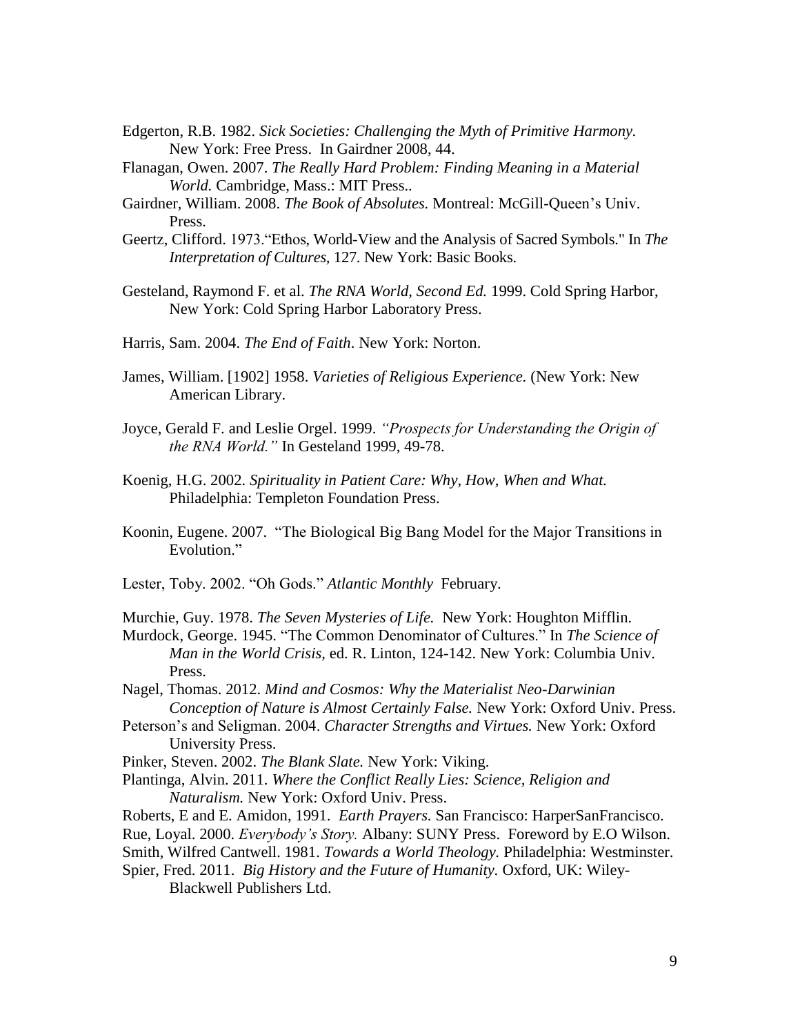Edgerton, R.B. 1982. *Sick Societies: Challenging the Myth of Primitive Harmony.* New York: Free Press. In Gairdner 2008, 44.

Flanagan, Owen. 2007. *The Really Hard Problem: Finding Meaning in a Material World.* Cambridge, Mass.: MIT Press..

Gairdner, William. 2008. *The Book of Absolutes.* Montreal: McGill-Queen's Univ. Press.

Geertz, Clifford. 1973."Ethos, World-View and the Analysis of Sacred Symbols." In *The Interpretation of Cultures,* 127. New York: Basic Books.

Gesteland, Raymond F. et al. *The RNA World, Second Ed.* 1999. Cold Spring Harbor, New York: Cold Spring Harbor Laboratory Press.

Harris, Sam. 2004. *The End of Faith*. New York: Norton.

James, William. [1902] 1958. *Varieties of Religious Experience.* (New York: New American Library.

Joyce, Gerald F. and Leslie Orgel. 1999. *"Prospects for Understanding the Origin of the RNA World."* In Gesteland 1999, 49-78.

Koenig, H.G. 2002. *Spirituality in Patient Care: Why, How, When and What.* Philadelphia: Templeton Foundation Press.

Koonin, Eugene. 2007. "The Biological Big Bang Model for the Major Transitions in Evolution."

Lester, Toby. 2002. "Oh Gods." *Atlantic Monthly* February.

Murchie, Guy. 1978. *The Seven Mysteries of Life.* New York: Houghton Mifflin.

Murdock, George. 1945. "The Common Denominator of Cultures." In *The Science of Man in the World Crisis,* ed. R. Linton, 124-142. New York: Columbia Univ. Press.

Nagel, Thomas. 2012. *Mind and Cosmos: Why the Materialist Neo-Darwinian Conception of Nature is Almost Certainly False.* New York: Oxford Univ. Press.

Peterson's and Seligman. 2004. *Character Strengths and Virtues.* New York: Oxford University Press.

Pinker, Steven. 2002. *The Blank Slate.* New York: Viking.

Plantinga, Alvin. 2011. *Where the Conflict Really Lies: Science, Religion and Naturalism.* New York: Oxford Univ. Press.

Roberts, E and E. Amidon, 1991. *Earth Prayers.* San Francisco: HarperSanFrancisco.

Rue, Loyal. 2000. *Everybody's Story.* Albany: SUNY Press. Foreword by E.O Wilson.

Smith, Wilfred Cantwell. 1981. *Towards a World Theology.* Philadelphia: Westminster.

Spier, Fred. 2011. *Big History and the Future of Humanity.* Oxford, UK: Wiley-Blackwell Publishers Ltd.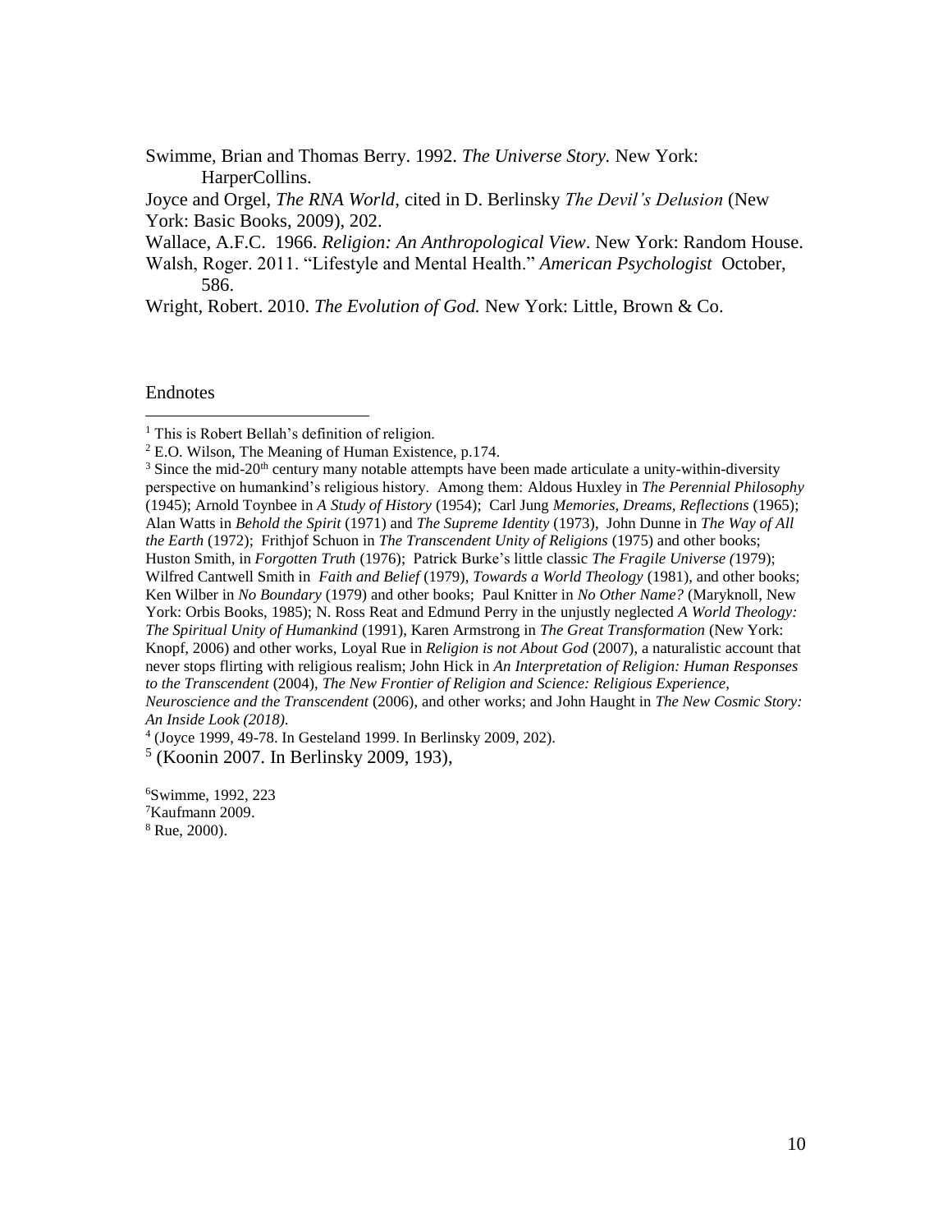Swimme, Brian and Thomas Berry. 1992. *The Universe Story.* New York: HarperCollins.

Joyce and Orgel, *The RNA World*, cited in D. Berlinsky *The Devil's Delusion* (New York: Basic Books, 2009), 202.

Wallace, A.F.C. 1966. *Religion: An Anthropological View*. New York: Random House.

Walsh, Roger. 2011. "Lifestyle and Mental Health." *American Psychologist* October, 586.

Wright, Robert. 2010. *The Evolution of God.* New York: Little, Brown & Co.

Endnotes

[1] This is Robert Bellah's definition of religion.

[2] E.O. Wilson, The Meaning of Human Existence, p.174.

[3] Since the mid-20th century many notable attempts have been made articulate a unity-within-diversity perspective on humankind's religious history. Among them: Aldous Huxley in *The Perennial Philosophy* (1945); Arnold Toynbee in *A Study of History* (1954); Carl Jung *Memories, Dreams, Reflections* (1965); Alan Watts in *Behold the Spirit* (1971) and *The Supreme Identity* (1973), John Dunne in *The Way of All the Earth* (1972); Frithjof Schuon in *The Transcendent Unity of Religions* (1975) and other books; Huston Smith, in *Forgotten Truth* (1976); Patrick Burke's little classic *The Fragile Universe (*1979); Wilfred Cantwell Smith in *Faith and Belief* (1979), *Towards a World Theology* (1981), and other books; Ken Wilber in *No Boundary* (1979) and other books; Paul Knitter in *No Other Name?* (Maryknoll, New York: Orbis Books, 1985); N. Ross Reat and Edmund Perry in the unjustly neglected *A World Theology: The Spiritual Unity of Humankind* (1991), Karen Armstrong in *The Great Transformation* (New York: Knopf, 2006) and other works, Loyal Rue in *Religion is not About God* (2007), a naturalistic account that never stops flirting with religious realism; John Hick in *An Interpretation of Religion: Human Responses to the Transcendent* (2004), *The New Frontier of Religion and Science: Religious Experience, Neuroscience and the Transcendent* (2006), and other works; and John Haught in *The New Cosmic Story: An Inside Look (2018).*

[4] (Joyce 1999, 49-78. In Gesteland 1999. In Berlinsky 2009, 202).

[5] (Koonin 2007. In Berlinsky 2009, 193),

[6] Swimme, 1992, 223

[7] Kaufmann 2009.

[8] Rue, 2000).